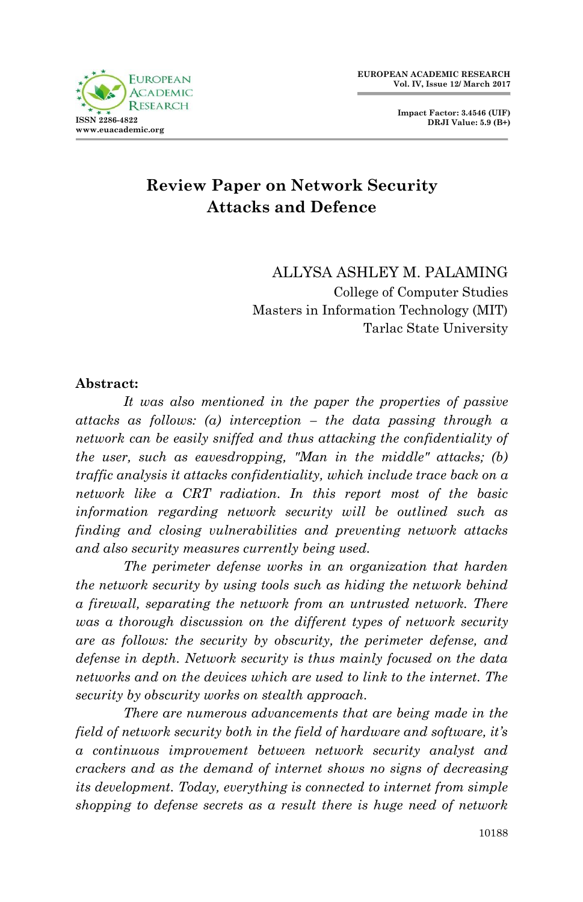# Review Paper on Network Security Attacks and Defence

ALLYSA ASHLEY M. PALAMING
College of Computer Studies
Masters in Information Technology (MIT)
Tarlac State University

**Abstract:**

*It was also mentioned in the paper the properties of passive attacks as follows: (a) interception – the data passing through a network can be easily sniffed and thus attacking the confidentiality of the user, such as eavesdropping, "Man in the middle" attacks; (b) traffic analysis it attacks confidentiality, which include trace back on a network like a CRT radiation. In this report most of the basic information regarding network security will be outlined such as finding and closing vulnerabilities and preventing network attacks and also security measures currently being used.*

*The perimeter defense works in an organization that harden the network security by using tools such as hiding the network behind a firewall, separating the network from an untrusted network. There was a thorough discussion on the different types of network security are as follows: the security by obscurity, the perimeter defense, and defense in depth. Network security is thus mainly focused on the data networks and on the devices which are used to link to the internet. The security by obscurity works on stealth approach.*

*There are numerous advancements that are being made in the field of network security both in the field of hardware and software, it's a continuous improvement between network security analyst and crackers and as the demand of internet shows no signs of decreasing its development. Today, everything is connected to internet from simple shopping to defense secrets as a result there is huge need of network*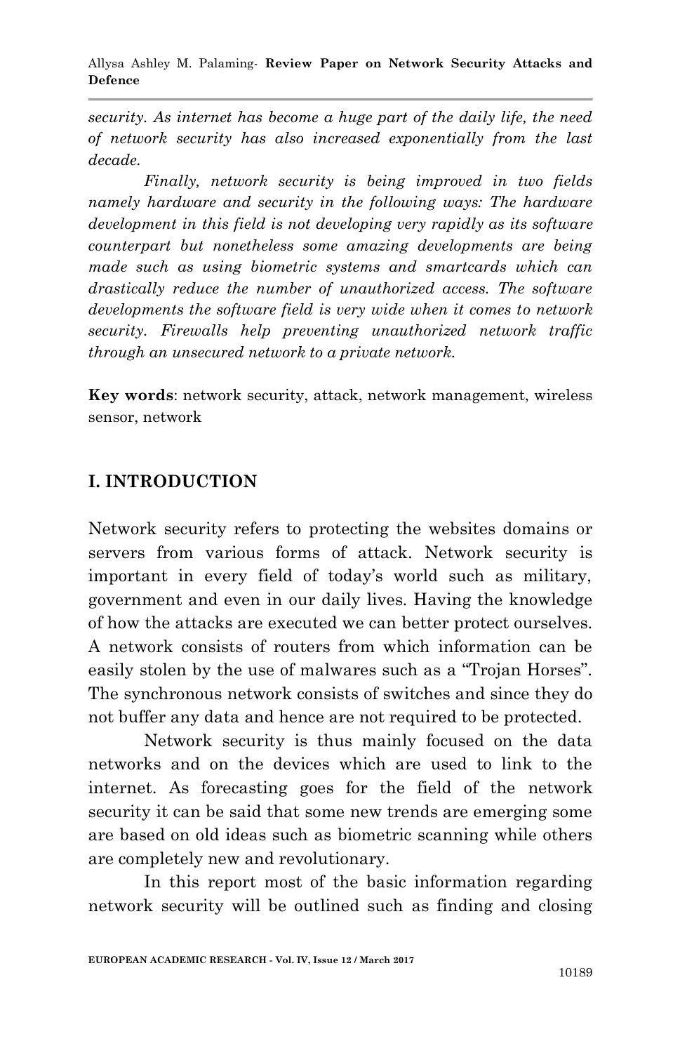*security. As internet has become a huge part of the daily life, the need of network security has also increased exponentially from the last decade.*

*Finally, network security is being improved in two fields namely hardware and security in the following ways: The hardware development in this field is not developing very rapidly as its software counterpart but nonetheless some amazing developments are being made such as using biometric systems and smartcards which can drastically reduce the number of unauthorized access. The software developments the software field is very wide when it comes to network security. Firewalls help preventing unauthorized network traffic through an unsecured network to a private network.*

**Key words**: network security, attack, network management, wireless sensor, network

## I. INTRODUCTION

Network security refers to protecting the websites domains or servers from various forms of attack. Network security is important in every field of today's world such as military, government and even in our daily lives. Having the knowledge of how the attacks are executed we can better protect ourselves. A network consists of routers from which information can be easily stolen by the use of malwares such as a "Trojan Horses". The synchronous network consists of switches and since they do not buffer any data and hence are not required to be protected.

Network security is thus mainly focused on the data networks and on the devices which are used to link to the internet. As forecasting goes for the field of the network security it can be said that some new trends are emerging some are based on old ideas such as biometric scanning while others are completely new and revolutionary.

In this report most of the basic information regarding network security will be outlined such as finding and closing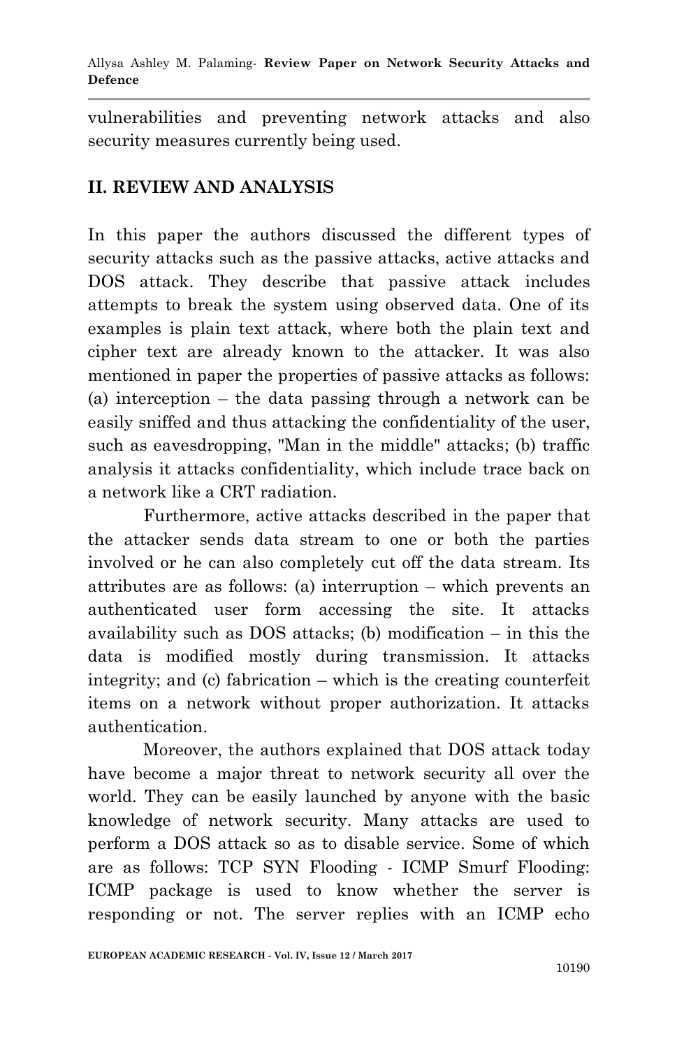vulnerabilities and preventing network attacks and also security measures currently being used.

## II. REVIEW AND ANALYSIS

In this paper the authors discussed the different types of security attacks such as the passive attacks, active attacks and DOS attack. They describe that passive attack includes attempts to break the system using observed data. One of its examples is plain text attack, where both the plain text and cipher text are already known to the attacker. It was also mentioned in paper the properties of passive attacks as follows: (a) interception – the data passing through a network can be easily sniffed and thus attacking the confidentiality of the user, such as eavesdropping, "Man in the middle" attacks; (b) traffic analysis it attacks confidentiality, which include trace back on a network like a CRT radiation.

Furthermore, active attacks described in the paper that the attacker sends data stream to one or both the parties involved or he can also completely cut off the data stream. Its attributes are as follows: (a) interruption – which prevents an authenticated user form accessing the site. It attacks availability such as DOS attacks; (b) modification – in this the data is modified mostly during transmission. It attacks integrity; and (c) fabrication – which is the creating counterfeit items on a network without proper authorization. It attacks authentication.

Moreover, the authors explained that DOS attack today have become a major threat to network security all over the world. They can be easily launched by anyone with the basic knowledge of network security. Many attacks are used to perform a DOS attack so as to disable service. Some of which are as follows: TCP SYN Flooding - ICMP Smurf Flooding: ICMP package is used to know whether the server is responding or not. The server replies with an ICMP echo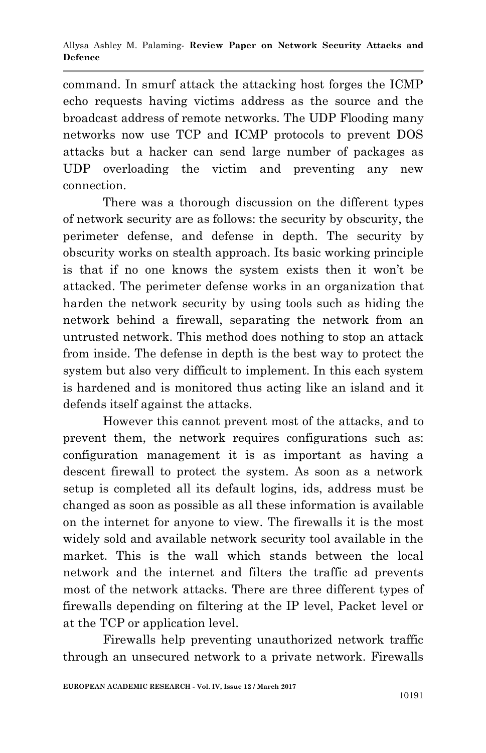command. In smurf attack the attacking host forges the ICMP echo requests having victims address as the source and the broadcast address of remote networks. The UDP Flooding many networks now use TCP and ICMP protocols to prevent DOS attacks but a hacker can send large number of packages as UDP overloading the victim and preventing any new connection.

There was a thorough discussion on the different types of network security are as follows: the security by obscurity, the perimeter defense, and defense in depth. The security by obscurity works on stealth approach. Its basic working principle is that if no one knows the system exists then it won't be attacked. The perimeter defense works in an organization that harden the network security by using tools such as hiding the network behind a firewall, separating the network from an untrusted network. This method does nothing to stop an attack from inside. The defense in depth is the best way to protect the system but also very difficult to implement. In this each system is hardened and is monitored thus acting like an island and it defends itself against the attacks.

However this cannot prevent most of the attacks, and to prevent them, the network requires configurations such as: configuration management it is as important as having a descent firewall to protect the system. As soon as a network setup is completed all its default logins, ids, address must be changed as soon as possible as all these information is available on the internet for anyone to view. The firewalls it is the most widely sold and available network security tool available in the market. This is the wall which stands between the local network and the internet and filters the traffic ad prevents most of the network attacks. There are three different types of firewalls depending on filtering at the IP level, Packet level or at the TCP or application level.

Firewalls help preventing unauthorized network traffic through an unsecured network to a private network. Firewalls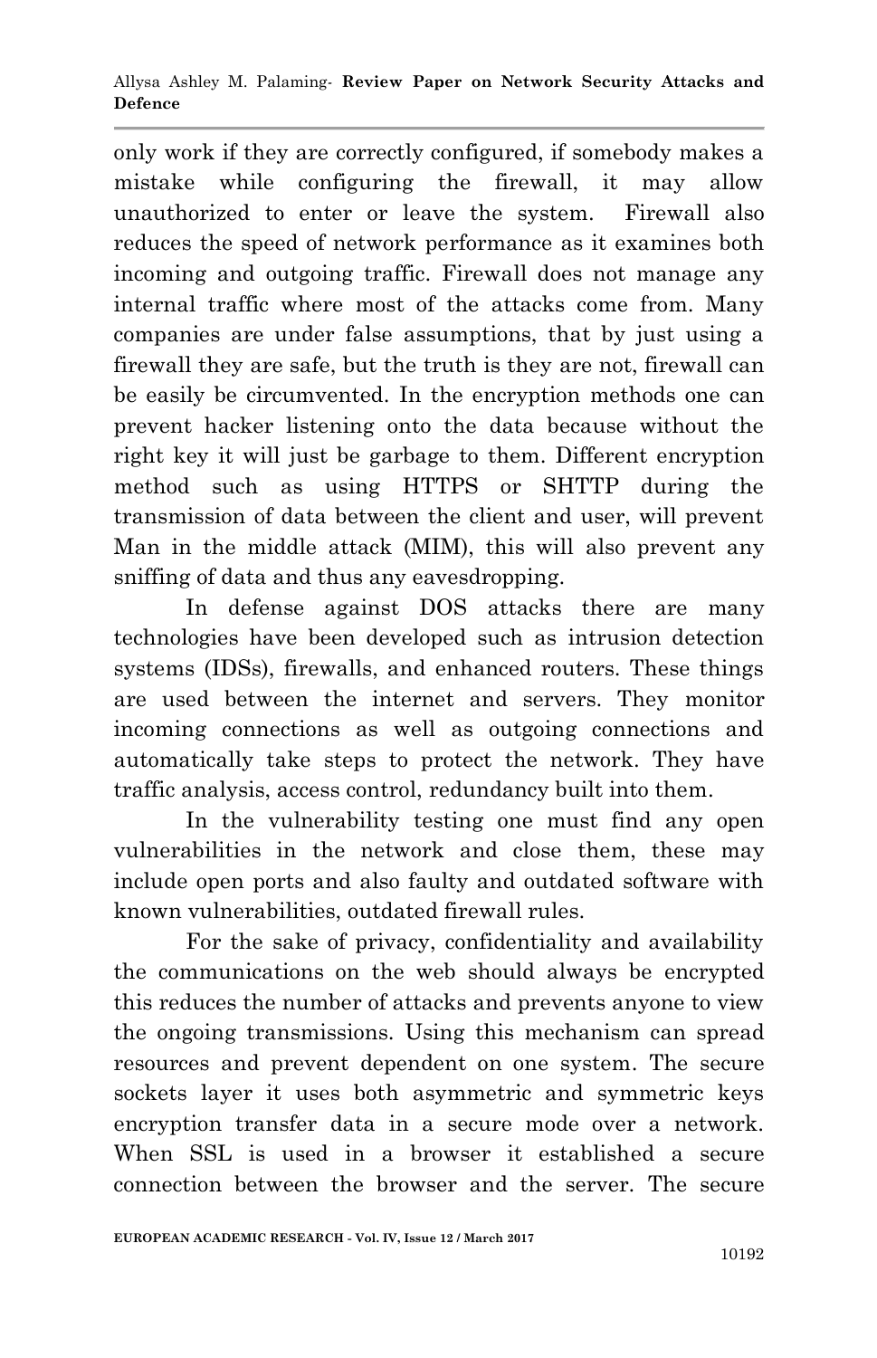only work if they are correctly configured, if somebody makes a mistake while configuring the firewall, it may allow unauthorized to enter or leave the system. Firewall also reduces the speed of network performance as it examines both incoming and outgoing traffic. Firewall does not manage any internal traffic where most of the attacks come from. Many companies are under false assumptions, that by just using a firewall they are safe, but the truth is they are not, firewall can be easily be circumvented. In the encryption methods one can prevent hacker listening onto the data because without the right key it will just be garbage to them. Different encryption method such as using HTTPS or SHTTP during the transmission of data between the client and user, will prevent Man in the middle attack (MIM), this will also prevent any sniffing of data and thus any eavesdropping.

In defense against DOS attacks there are many technologies have been developed such as intrusion detection systems (IDSs), firewalls, and enhanced routers. These things are used between the internet and servers. They monitor incoming connections as well as outgoing connections and automatically take steps to protect the network. They have traffic analysis, access control, redundancy built into them.

In the vulnerability testing one must find any open vulnerabilities in the network and close them, these may include open ports and also faulty and outdated software with known vulnerabilities, outdated firewall rules.

For the sake of privacy, confidentiality and availability the communications on the web should always be encrypted this reduces the number of attacks and prevents anyone to view the ongoing transmissions. Using this mechanism can spread resources and prevent dependent on one system. The secure sockets layer it uses both asymmetric and symmetric keys encryption transfer data in a secure mode over a network. When SSL is used in a browser it established a secure connection between the browser and the server. The secure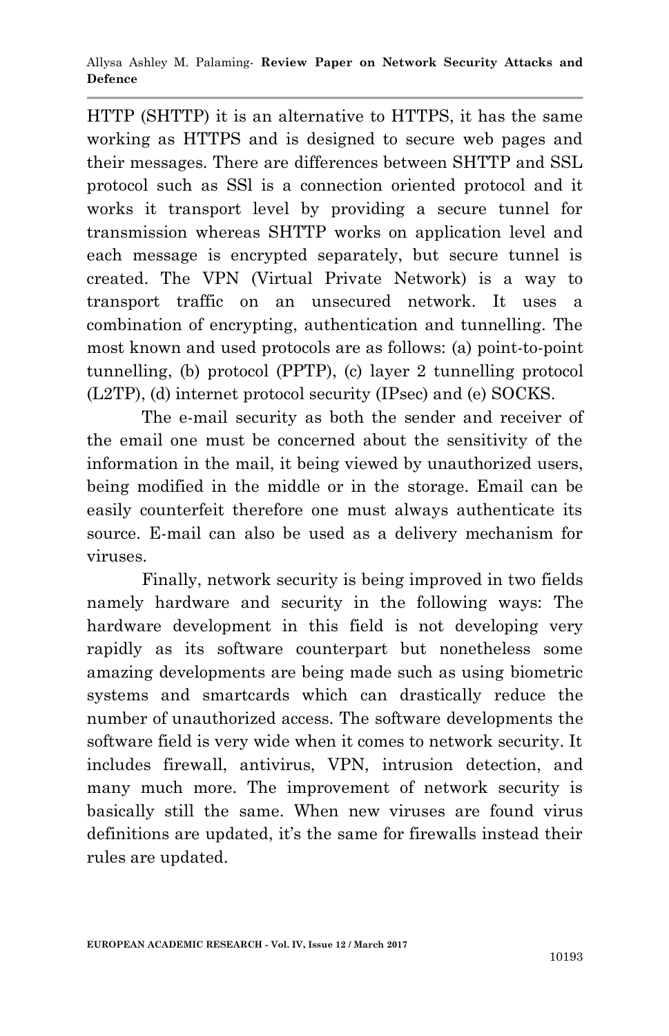HTTP (SHTTP) it is an alternative to HTTPS, it has the same working as HTTPS and is designed to secure web pages and their messages. There are differences between SHTTP and SSL protocol such as SSl is a connection oriented protocol and it works it transport level by providing a secure tunnel for transmission whereas SHTTP works on application level and each message is encrypted separately, but secure tunnel is created. The VPN (Virtual Private Network) is a way to transport traffic on an unsecured network. It uses a combination of encrypting, authentication and tunnelling. The most known and used protocols are as follows: (a) point-to-point tunnelling, (b) protocol (PPTP), (c) layer 2 tunnelling protocol (L2TP), (d) internet protocol security (IPsec) and (e) SOCKS.

The e-mail security as both the sender and receiver of the email one must be concerned about the sensitivity of the information in the mail, it being viewed by unauthorized users, being modified in the middle or in the storage. Email can be easily counterfeit therefore one must always authenticate its source. E-mail can also be used as a delivery mechanism for viruses.

Finally, network security is being improved in two fields namely hardware and security in the following ways: The hardware development in this field is not developing very rapidly as its software counterpart but nonetheless some amazing developments are being made such as using biometric systems and smartcards which can drastically reduce the number of unauthorized access. The software developments the software field is very wide when it comes to network security. It includes firewall, antivirus, VPN, intrusion detection, and many much more. The improvement of network security is basically still the same. When new viruses are found virus definitions are updated, it's the same for firewalls instead their rules are updated.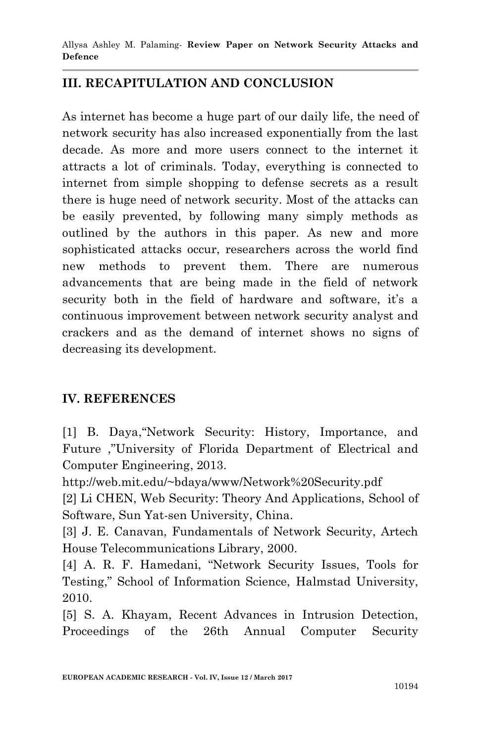## III. RECAPITULATION AND CONCLUSION

As internet has become a huge part of our daily life, the need of network security has also increased exponentially from the last decade. As more and more users connect to the internet it attracts a lot of criminals. Today, everything is connected to internet from simple shopping to defense secrets as a result there is huge need of network security. Most of the attacks can be easily prevented, by following many simply methods as outlined by the authors in this paper. As new and more sophisticated attacks occur, researchers across the world find new methods to prevent them. There are numerous advancements that are being made in the field of network security both in the field of hardware and software, it's a continuous improvement between network security analyst and crackers and as the demand of internet shows no signs of decreasing its development.

## IV. REFERENCES

[1] B. Daya,"Network Security: History, Importance, and Future ,"University of Florida Department of Electrical and Computer Engineering, 2013.
http://web.mit.edu/~bdaya/www/Network%20Security.pdf

[2] Li CHEN, Web Security: Theory And Applications, School of Software, Sun Yat-sen University, China.

[3] J. E. Canavan, Fundamentals of Network Security, Artech House Telecommunications Library, 2000.

[4] A. R. F. Hamedani, "Network Security Issues, Tools for Testing," School of Information Science, Halmstad University, 2010.

[5] S. A. Khayam, Recent Advances in Intrusion Detection, Proceedings of the 26th Annual Computer Security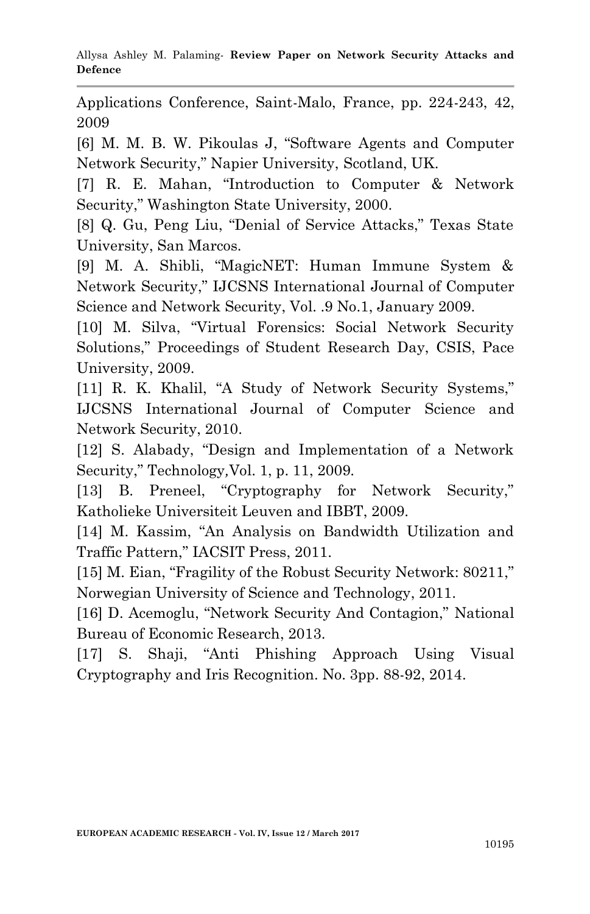Applications Conference, Saint-Malo, France, pp. 224-243, 42, 2009

[6] M. M. B. W. Pikoulas J, "Software Agents and Computer Network Security," Napier University, Scotland, UK.

[7] R. E. Mahan, "Introduction to Computer & Network Security," Washington State University, 2000.

[8] Q. Gu, Peng Liu, "Denial of Service Attacks," Texas State University, San Marcos.

[9] M. A. Shibli, "MagicNET: Human Immune System & Network Security," IJCSNS International Journal of Computer Science and Network Security, Vol. .9 No.1, January 2009.

[10] M. Silva, "Virtual Forensics: Social Network Security Solutions," Proceedings of Student Research Day, CSIS, Pace University, 2009.

[11] R. K. Khalil, "A Study of Network Security Systems," IJCSNS International Journal of Computer Science and Network Security, 2010.

[12] S. Alabady, "Design and Implementation of a Network Security," Technology,Vol. 1, p. 11, 2009.

[13] B. Preneel, "Cryptography for Network Security," Katholieke Universiteit Leuven and IBBT, 2009.

[14] M. Kassim, "An Analysis on Bandwidth Utilization and Traffic Pattern," IACSIT Press, 2011.

[15] M. Eian, "Fragility of the Robust Security Network: 80211," Norwegian University of Science and Technology, 2011.

[16] D. Acemoglu, "Network Security And Contagion," National Bureau of Economic Research, 2013.

[17] S. Shaji, "Anti Phishing Approach Using Visual Cryptography and Iris Recognition. No. 3pp. 88-92, 2014.